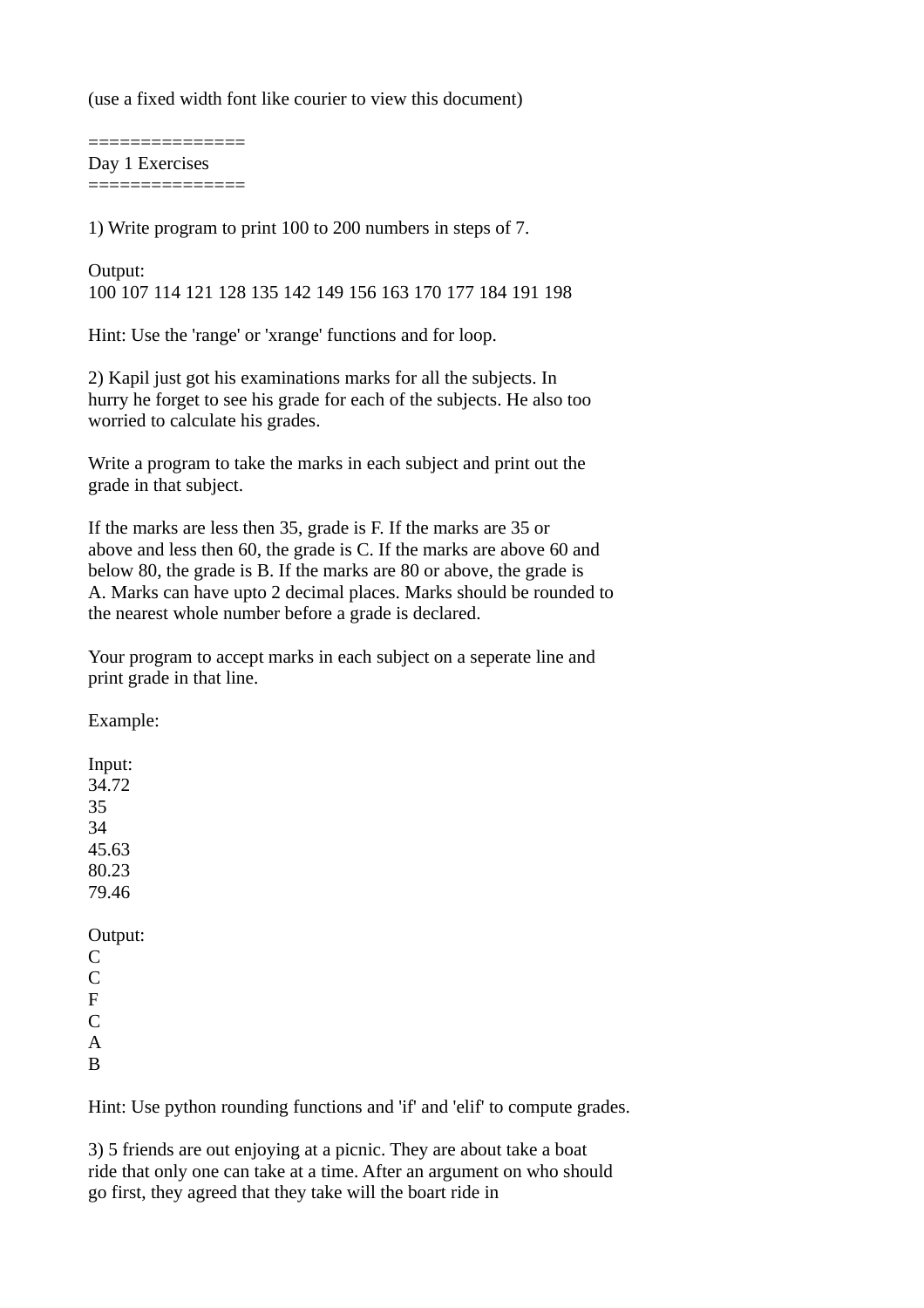(use a fixed width font like courier to view this document)

===============
Day 1 Exercises
===============

1) Write program to print 100 to 200 numbers in steps of 7.

Output:
100 107 114 121 128 135 142 149 156 163 170 177 184 191 198

Hint: Use the 'range' or 'xrange' functions and for loop.

2) Kapil just got his examinations marks for all the subjects. In
hurry he forget to see his grade for each of the subjects. He also too
worried to calculate his grades.

Write a program to take the marks in each subject and print out the
grade in that subject.

If the marks are less then 35, grade is F. If the marks are 35 or
above and less then 60, the grade is C. If the marks are above 60 and
below 80, the grade is B. If the marks are 80 or above, the grade is
A. Marks can have upto 2 decimal places. Marks should be rounded to
the nearest whole number before a grade is declared.

Your program to accept marks in each subject on a seperate line and
print grade in that line.

Example:

Input:
34.72
35
34
45.63
80.23
79.46

Output:
C
C
F
C
A
B

Hint: Use python rounding functions and 'if' and 'elif' to compute grades.

3) 5 friends are out enjoying at a picnic. They are about take a boat
ride that only one can take at a time. After an argument on who should
go first, they agreed that they take will the boart ride in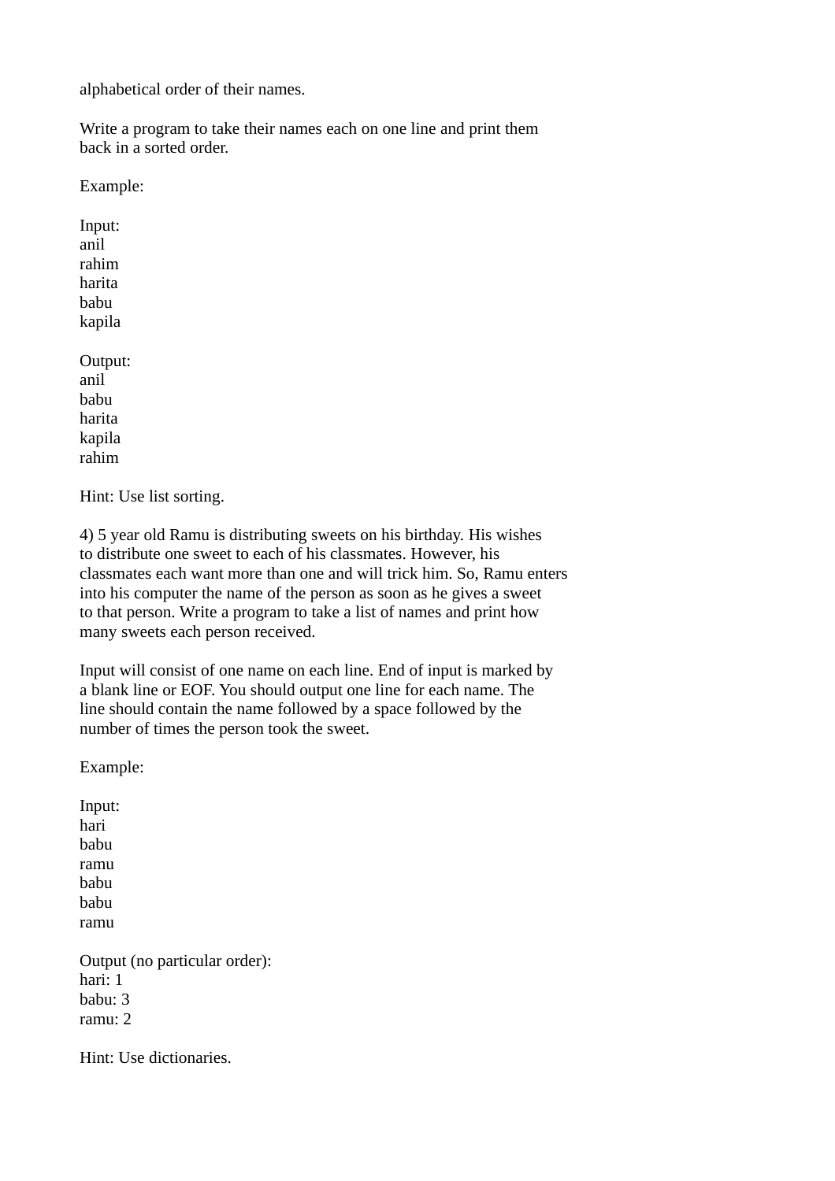alphabetical order of their names.

Write a program to take their names each on one line and print them back in a sorted order.

Example:

Input:
anil
rahim
harita
babu
kapila

Output:
anil
babu
harita
kapila
rahim

Hint: Use list sorting.

4) 5 year old Ramu is distributing sweets on his birthday. His wishes to distribute one sweet to each of his classmates. However, his classmates each want more than one and will trick him. So, Ramu enters into his computer the name of the person as soon as he gives a sweet to that person. Write a program to take a list of names and print how many sweets each person received.

Input will consist of one name on each line. End of input is marked by a blank line or EOF. You should output one line for each name. The line should contain the name followed by a space followed by the number of times the person took the sweet.

Example:

Input:
hari
babu
ramu
babu
babu
ramu

Output (no particular order):
hari: 1
babu: 3
ramu: 2

Hint: Use dictionaries.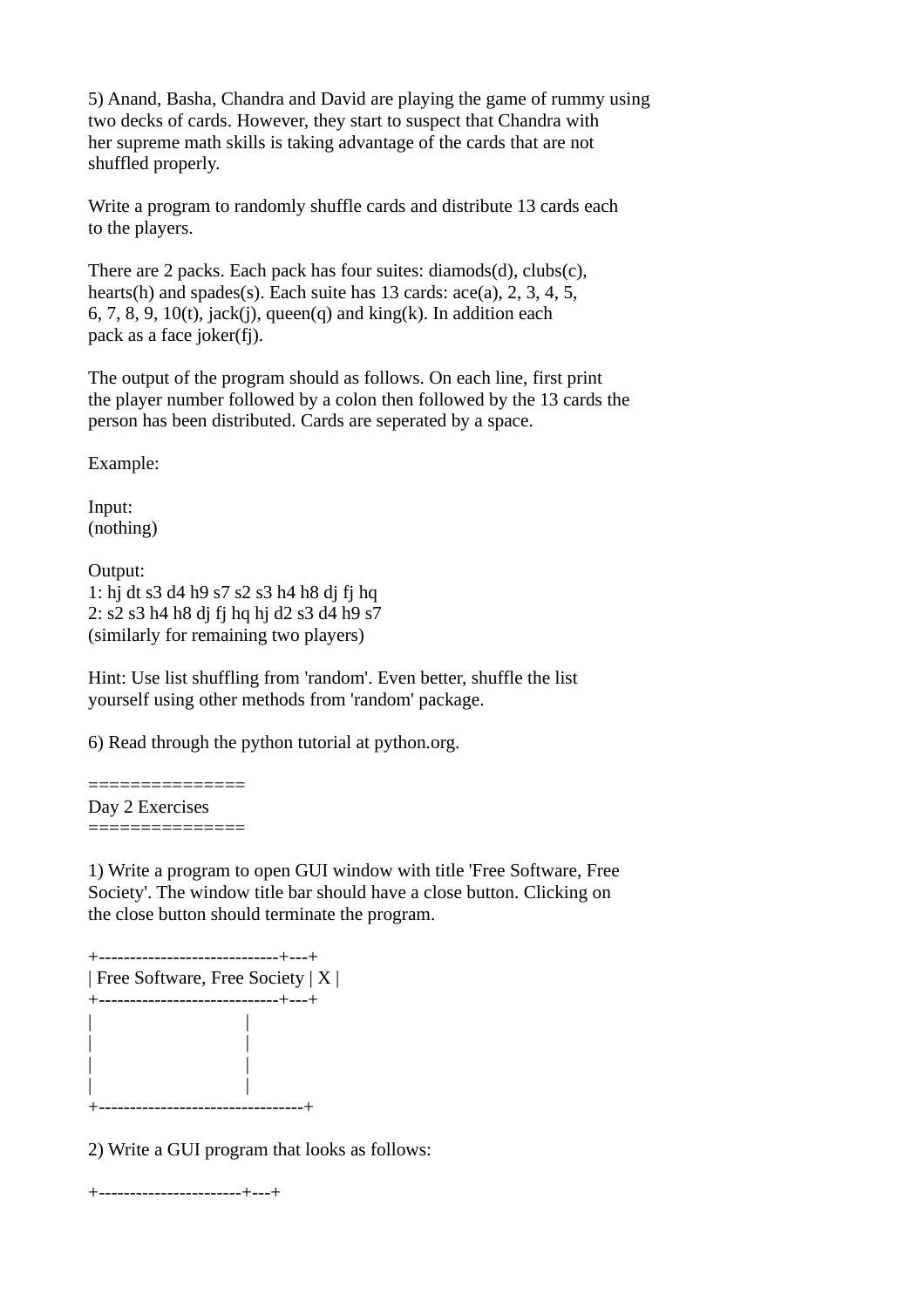5) Anand, Basha, Chandra and David are playing the game of rummy using two decks of cards. However, they start to suspect that Chandra with her supreme math skills is taking advantage of the cards that are not shuffled properly.

Write a program to randomly shuffle cards and distribute 13 cards each to the players.

There are 2 packs. Each pack has four suites: diamods(d), clubs(c), hearts(h) and spades(s). Each suite has 13 cards: ace(a), 2, 3, 4, 5, 6, 7, 8, 9, 10(t), jack(j), queen(q) and king(k). In addition each pack as a face joker(fj).

The output of the program should as follows. On each line, first print the player number followed by a colon then followed by the 13 cards the person has been distributed. Cards are seperated by a space.

Example:

Input:
(nothing)

Output:
1: hj dt s3 d4 h9 s7 s2 s3 h4 h8 dj fj hq
2: s2 s3 h4 h8 dj fj hq hj d2 s3 d4 h9 s7
(similarly for remaining two players)

Hint: Use list shuffling from 'random'. Even better, shuffle the list yourself using other methods from 'random' package.

6) Read through the python tutorial at python.org.

```
===============
Day 2 Exercises
===============
```

1) Write a program to open GUI window with title 'Free Software, Free Society'. The window title bar should have a close button. Clicking on the close button should terminate the program.

```
+-----------------------------+---+
| Free Software, Free Society | X |
+-----------------------------+---+
|                                 |
|                                 |
|                                 |
|                                 |
+---------------------------------+
```

2) Write a GUI program that looks as follows:

```
+-----------------------+---+
```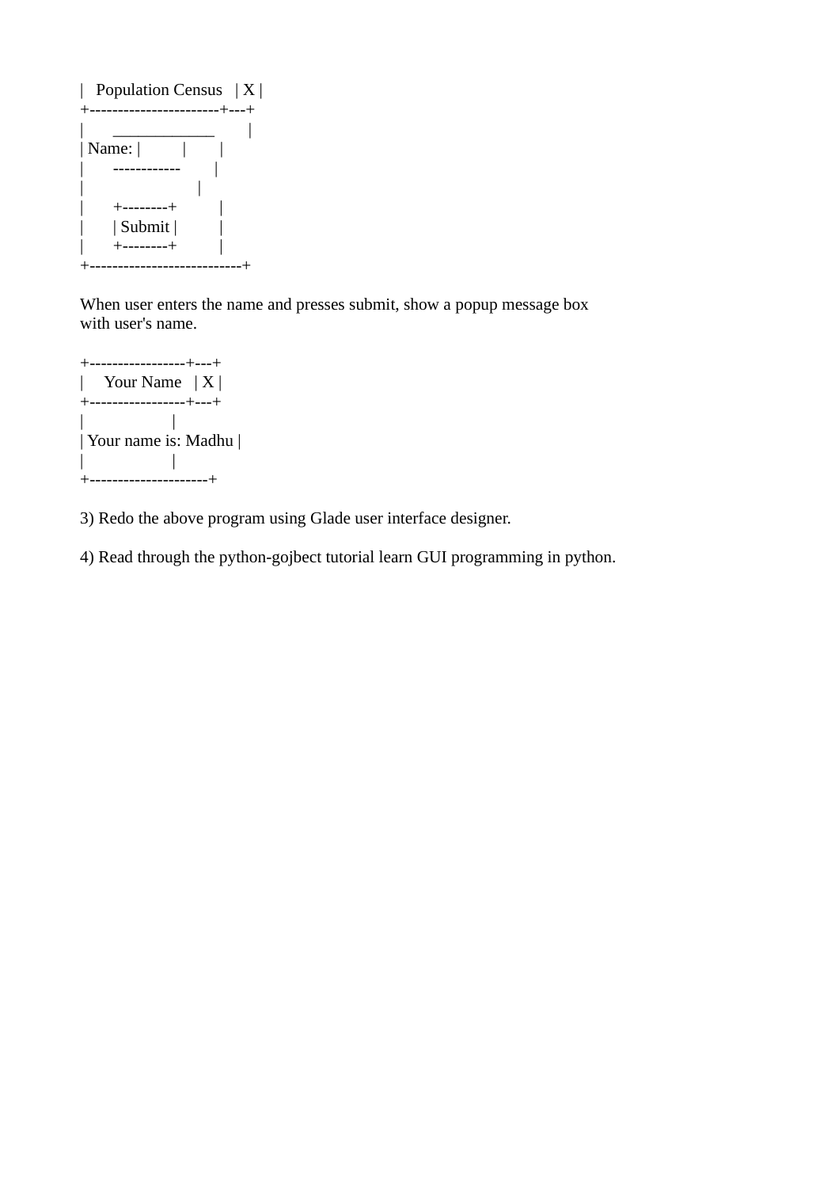```
|   Population Census   | X |
+-----------------------+---+
|      ____________       |
| Name: |          |       |
|      ------------       |
|                       |
|      +--------+         |
|      | Submit |         |
|      +--------+         |
+---------------------------+
```

When user enters the name and presses submit, show a popup message box with user's name.

```
+-----------------+---+
|    Your Name   | X |
+-----------------+---+
|                |
| Your name is: Madhu |
|                |
+---------------------+
```

3) Redo the above program using Glade user interface designer.

4) Read through the python-gojbect tutorial learn GUI programming in python.